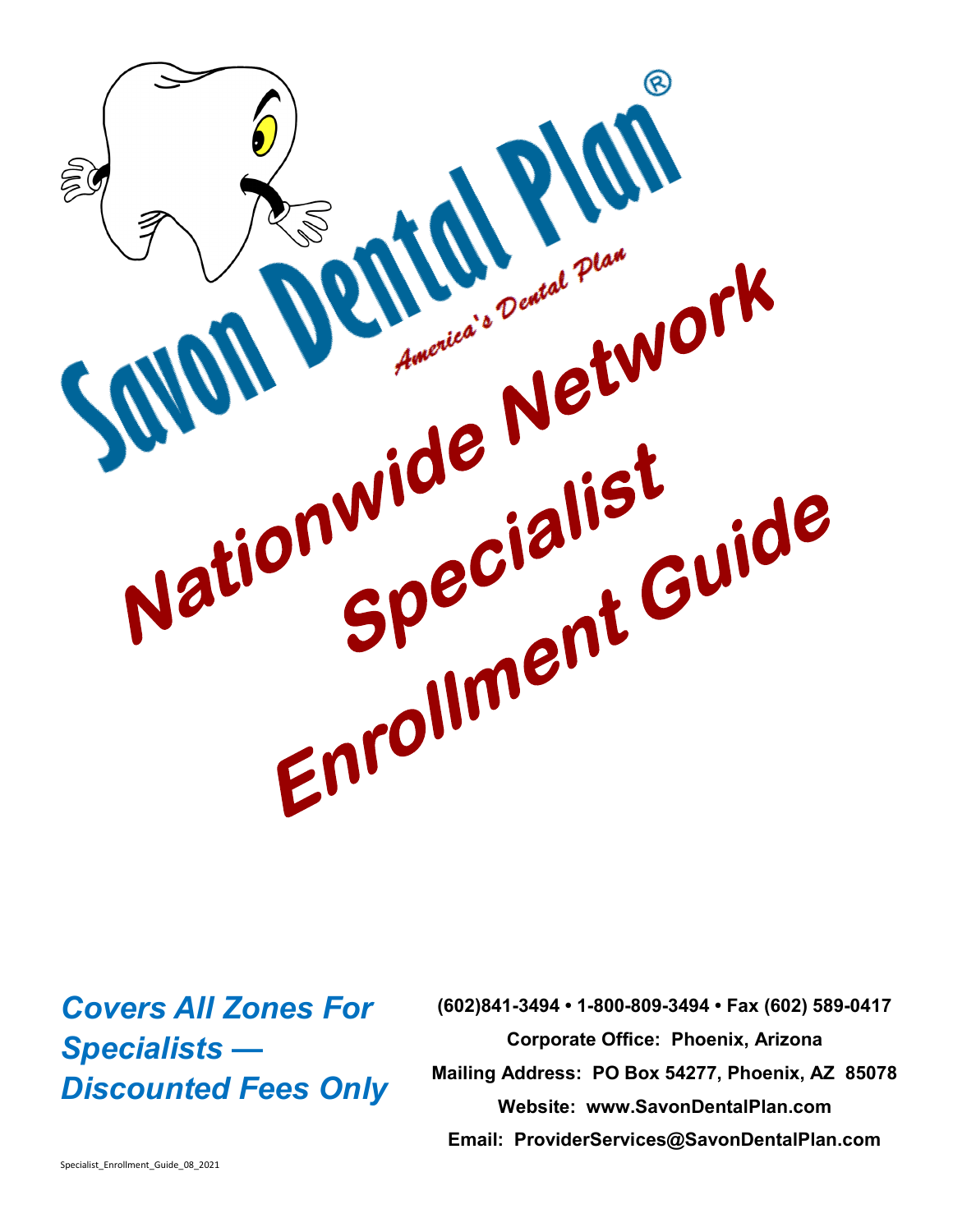# Savon Dental Plan®

*America's Dental Plan*

# Nationwide Network Specialist Enrollment Guide

***Covers All Zones For Specialists — Discounted Fees Only***

**(602)841-3494 • 1-800-809-3494 • Fax (602) 589-0417**

**Corporate Office: Phoenix, Arizona**

**Mailing Address: PO Box 54277, Phoenix, AZ 85078**

**Website: www.SavonDentalPlan.com**

**Email: ProviderServices@SavonDentalPlan.com**

Specialist_Enrollment_Guide_08_2021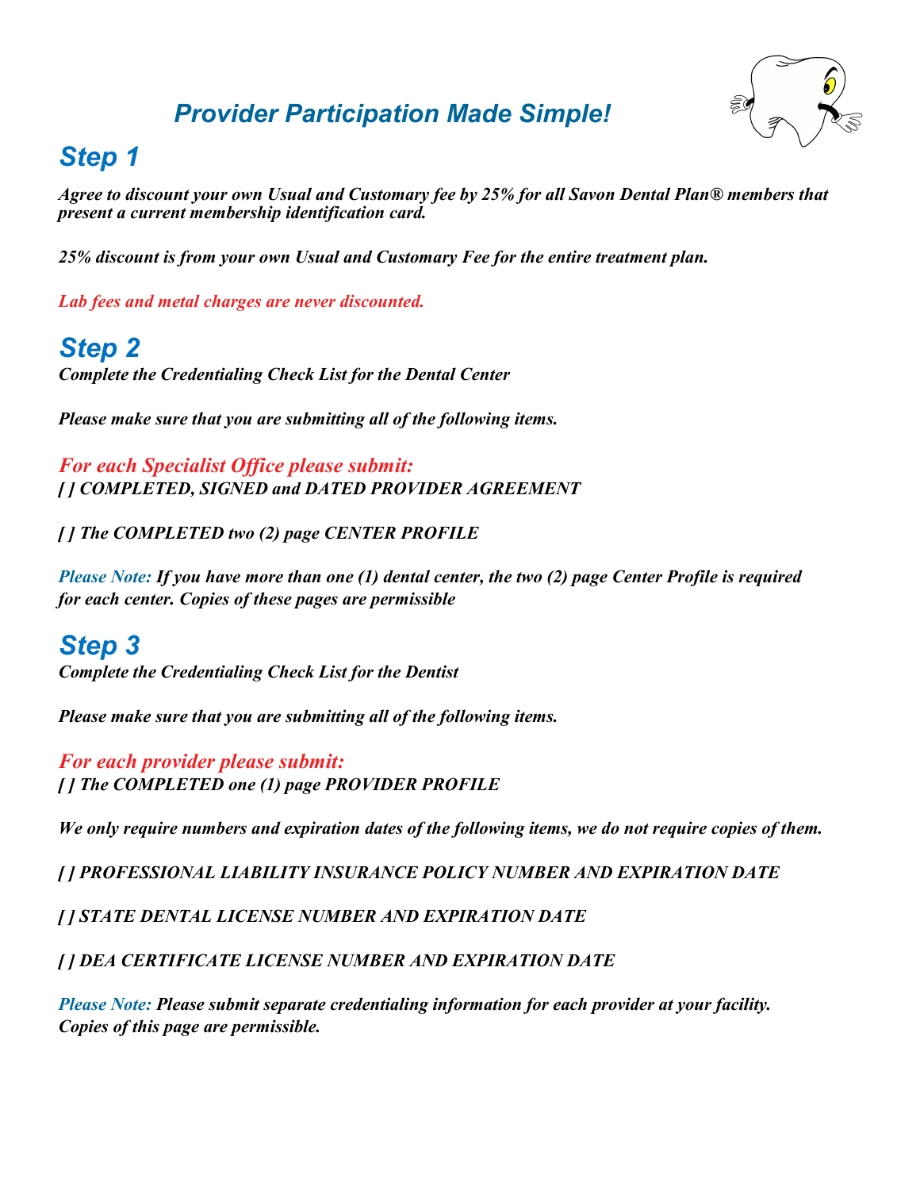# *Provider Participation Made Simple!*

## *Step 1*

***Agree to discount your own Usual and Customary fee by 25% for all Savon Dental Plan® members that present a current membership identification card.***

***25% discount is from your own Usual and Customary Fee for the entire treatment plan.***

*Lab fees and metal charges are never discounted.*

## *Step 2*

***Complete the Credentialing Check List for the Dental Center***

***Please make sure that you are submitting all of the following items.***

*For each Specialist Office please submit:*

***[ ] COMPLETED, SIGNED and DATED PROVIDER AGREEMENT***

***[ ] The COMPLETED two (2) page CENTER PROFILE***

*Please Note:* ***If you have more than one (1) dental center, the two (2) page Center Profile is required for each center. Copies of these pages are permissible***

## *Step 3*

***Complete the Credentialing Check List for the Dentist***

***Please make sure that you are submitting all of the following items.***

*For each provider please submit:*

***[ ] The COMPLETED one (1) page PROVIDER PROFILE***

***We only require numbers and expiration dates of the following items, we do not require copies of them.***

***[ ] PROFESSIONAL LIABILITY INSURANCE POLICY NUMBER AND EXPIRATION DATE***

***[ ] STATE DENTAL LICENSE NUMBER AND EXPIRATION DATE***

***[ ] DEA CERTIFICATE LICENSE NUMBER AND EXPIRATION DATE***

*Please Note:* ***Please submit separate credentialing information for each provider at your facility. Copies of this page are permissible.***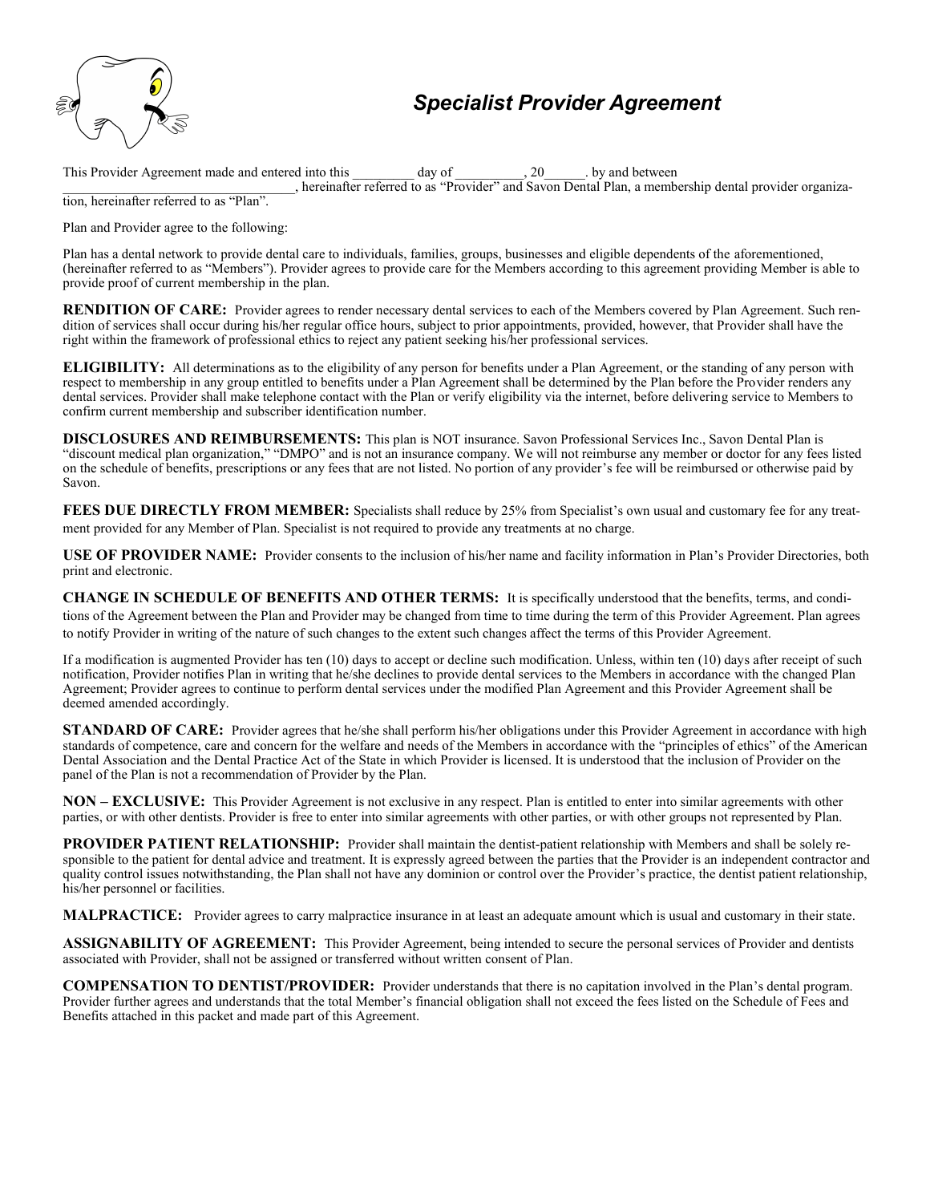# *Specialist Provider Agreement*

This Provider Agreement made and entered into this _________ day of __________, 20______. by and between _________________________________, hereinafter referred to as "Provider" and Savon Dental Plan, a membership dental provider organization, hereinafter referred to as "Plan".

Plan and Provider agree to the following:

Plan has a dental network to provide dental care to individuals, families, groups, businesses and eligible dependents of the aforementioned, (hereinafter referred to as "Members"). Provider agrees to provide care for the Members according to this agreement providing Member is able to provide proof of current membership in the plan.

**RENDITION OF CARE:** Provider agrees to render necessary dental services to each of the Members covered by Plan Agreement. Such rendition of services shall occur during his/her regular office hours, subject to prior appointments, provided, however, that Provider shall have the right within the framework of professional ethics to reject any patient seeking his/her professional services.

**ELIGIBILITY:** All determinations as to the eligibility of any person for benefits under a Plan Agreement, or the standing of any person with respect to membership in any group entitled to benefits under a Plan Agreement shall be determined by the Plan before the Provider renders any dental services. Provider shall make telephone contact with the Plan or verify eligibility via the internet, before delivering service to Members to confirm current membership and subscriber identification number.

**DISCLOSURES AND REIMBURSEMENTS:** This plan is NOT insurance. Savon Professional Services Inc., Savon Dental Plan is "discount medical plan organization," "DMPO" and is not an insurance company. We will not reimburse any member or doctor for any fees listed on the schedule of benefits, prescriptions or any fees that are not listed. No portion of any provider's fee will be reimbursed or otherwise paid by Savon.

**FEES DUE DIRECTLY FROM MEMBER:** Specialists shall reduce by 25% from Specialist's own usual and customary fee for any treatment provided for any Member of Plan. Specialist is not required to provide any treatments at no charge.

**USE OF PROVIDER NAME:** Provider consents to the inclusion of his/her name and facility information in Plan's Provider Directories, both print and electronic.

**CHANGE IN SCHEDULE OF BENEFITS AND OTHER TERMS:** It is specifically understood that the benefits, terms, and conditions of the Agreement between the Plan and Provider may be changed from time to time during the term of this Provider Agreement. Plan agrees to notify Provider in writing of the nature of such changes to the extent such changes affect the terms of this Provider Agreement.

If a modification is augmented Provider has ten (10) days to accept or decline such modification. Unless, within ten (10) days after receipt of such notification, Provider notifies Plan in writing that he/she declines to provide dental services to the Members in accordance with the changed Plan Agreement; Provider agrees to continue to perform dental services under the modified Plan Agreement and this Provider Agreement shall be deemed amended accordingly.

**STANDARD OF CARE:** Provider agrees that he/she shall perform his/her obligations under this Provider Agreement in accordance with high standards of competence, care and concern for the welfare and needs of the Members in accordance with the "principles of ethics" of the American Dental Association and the Dental Practice Act of the State in which Provider is licensed. It is understood that the inclusion of Provider on the panel of the Plan is not a recommendation of Provider by the Plan.

**NON – EXCLUSIVE:** This Provider Agreement is not exclusive in any respect. Plan is entitled to enter into similar agreements with other parties, or with other dentists. Provider is free to enter into similar agreements with other parties, or with other groups not represented by Plan.

**PROVIDER PATIENT RELATIONSHIP:** Provider shall maintain the dentist-patient relationship with Members and shall be solely responsible to the patient for dental advice and treatment. It is expressly agreed between the parties that the Provider is an independent contractor and quality control issues notwithstanding, the Plan shall not have any dominion or control over the Provider's practice, the dentist patient relationship, his/her personnel or facilities.

**MALPRACTICE:** Provider agrees to carry malpractice insurance in at least an adequate amount which is usual and customary in their state.

**ASSIGNABILITY OF AGREEMENT:** This Provider Agreement, being intended to secure the personal services of Provider and dentists associated with Provider, shall not be assigned or transferred without written consent of Plan.

**COMPENSATION TO DENTIST/PROVIDER:** Provider understands that there is no capitation involved in the Plan's dental program. Provider further agrees and understands that the total Member's financial obligation shall not exceed the fees listed on the Schedule of Fees and Benefits attached in this packet and made part of this Agreement.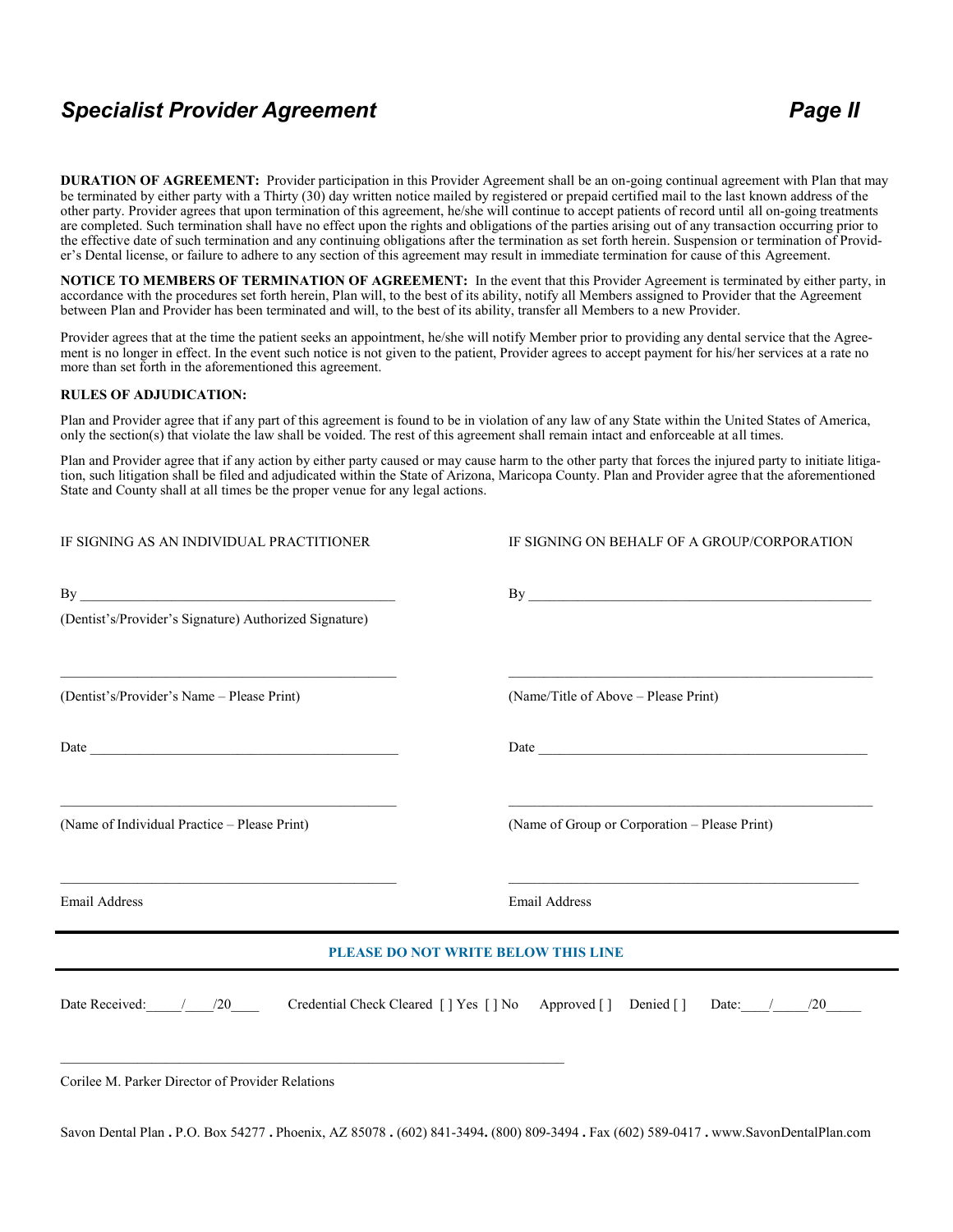# *Specialist Provider Agreement* *Page II*

**DURATION OF AGREEMENT:** Provider participation in this Provider Agreement shall be an on-going continual agreement with Plan that may be terminated by either party with a Thirty (30) day written notice mailed by registered or prepaid certified mail to the last known address of the other party. Provider agrees that upon termination of this agreement, he/she will continue to accept patients of record until all on-going treatments are completed. Such termination shall have no effect upon the rights and obligations of the parties arising out of any transaction occurring prior to the effective date of such termination and any continuing obligations after the termination as set forth herein. Suspension or termination of Provider's Dental license, or failure to adhere to any section of this agreement may result in immediate termination for cause of this Agreement.

**NOTICE TO MEMBERS OF TERMINATION OF AGREEMENT:** In the event that this Provider Agreement is terminated by either party, in accordance with the procedures set forth herein, Plan will, to the best of its ability, notify all Members assigned to Provider that the Agreement between Plan and Provider has been terminated and will, to the best of its ability, transfer all Members to a new Provider.

Provider agrees that at the time the patient seeks an appointment, he/she will notify Member prior to providing any dental service that the Agreement is no longer in effect. In the event such notice is not given to the patient, Provider agrees to accept payment for his/her services at a rate no more than set forth in the aforementioned this agreement.

**RULES OF ADJUDICATION:**

Plan and Provider agree that if any part of this agreement is found to be in violation of any law of any State within the United States of America, only the section(s) that violate the law shall be voided. The rest of this agreement shall remain intact and enforceable at all times.

Plan and Provider agree that if any action by either party caused or may cause harm to the other party that forces the injured party to initiate litigation, such litigation shall be filed and adjudicated within the State of Arizona, Maricopa County. Plan and Provider agree that the aforementioned State and County shall at all times be the proper venue for any legal actions.

| IF SIGNING AS AN INDIVIDUAL PRACTITIONER | IF SIGNING ON BEHALF OF A GROUP/CORPORATION |
|---|---|
| By ____________________________________ | By ____________________________________ |
| (Dentist's/Provider's Signature) Authorized Signature) | |
| ____________________________________ | ____________________________________ |
| (Dentist's/Provider's Name – Please Print) | (Name/Title of Above – Please Print) |
| Date ____________________________________ | Date ____________________________________ |
| ____________________________________ | ____________________________________ |
| (Name of Individual Practice – Please Print) | (Name of Group or Corporation – Please Print) |
| ____________________________________ | ____________________________________ |
| Email Address | Email Address |

---

**PLEASE DO NOT WRITE BELOW THIS LINE**

---

Date Received:_____/____/20____ Credential Check Cleared [ ] Yes [ ] No Approved [ ] Denied [ ] Date:____/_____/20_____

________________________________________________________________________

Corilee M. Parker Director of Provider Relations

Savon Dental Plan . P.O. Box 54277 . Phoenix, AZ 85078 . (602) 841-3494. (800) 809-3494 . Fax (602) 589-0417 . www.SavonDentalPlan.com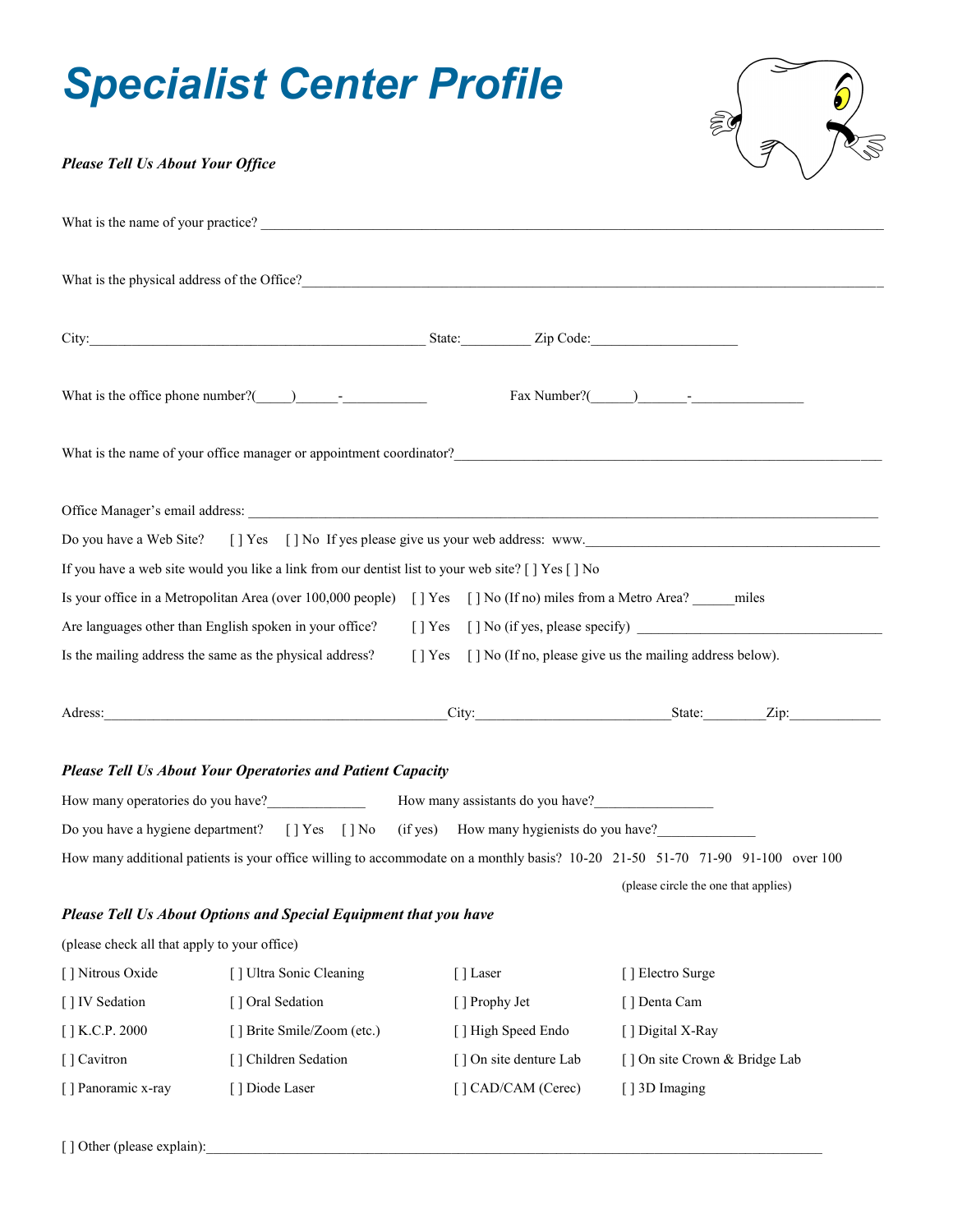# Specialist Center Profile

***Please Tell Us About Your Office***

What is the name of your practice? ___________________________________________________________________________

What is the physical address of the Office?_____________________________________________________________________

City:_______________________________________________ State:__________ Zip Code:_____________________

What is the office phone number?(_____)______-___________ Fax Number?(______)_______-_______________

What is the name of your office manager or appointment coordinator?___________________________________________

Office Manager's email address: ______________________________________________________________________

Do you have a Web Site? [ ] Yes [ ] No If yes please give us your web address: www.___________________________

If you have a web site would you like a link from our dentist list to your web site? [ ] Yes [ ] No

Is your office in a Metropolitan Area (over 100,000 people) [ ] Yes [ ] No (If no) miles from a Metro Area? ______miles

Are languages other than English spoken in your office? [ ] Yes [ ] No (if yes, please specify) ____________________

Is the mailing address the same as the physical address? [ ] Yes [ ] No (If no, please give us the mailing address below).

Adress:_________________________________________City:___________________________State:________Zip:____________

***Please Tell Us About Your Operatories and Patient Capacity***

How many operatories do you have?______________ How many assistants do you have?________________

Do you have a hygiene department? [ ] Yes [ ] No (if yes) How many hygienists do you have?______________

How many additional patients is your office willing to accommodate on a monthly basis? 10-20 21-50 51-70 71-90 91-100 over 100

(please circle the one that applies)

***Please Tell Us About Options and Special Equipment that you have***

(please check all that apply to your office)

| | | | |
|---|---|---|---|
| [ ] Nitrous Oxide | [ ] Ultra Sonic Cleaning | [ ] Laser | [ ] Electro Surge |
| [ ] IV Sedation | [ ] Oral Sedation | [ ] Prophy Jet | [ ] Denta Cam |
| [ ] K.C.P. 2000 | [ ] Brite Smile/Zoom (etc.) | [ ] High Speed Endo | [ ] Digital X-Ray |
| [ ] Cavitron | [ ] Children Sedation | [ ] On site denture Lab | [ ] On site Crown & Bridge Lab |
| [ ] Panoramic x-ray | [ ] Diode Laser | [ ] CAD/CAM (Cerec) | [ ] 3D Imaging |

[ ] Other (please explain):_____________________________________________________________________________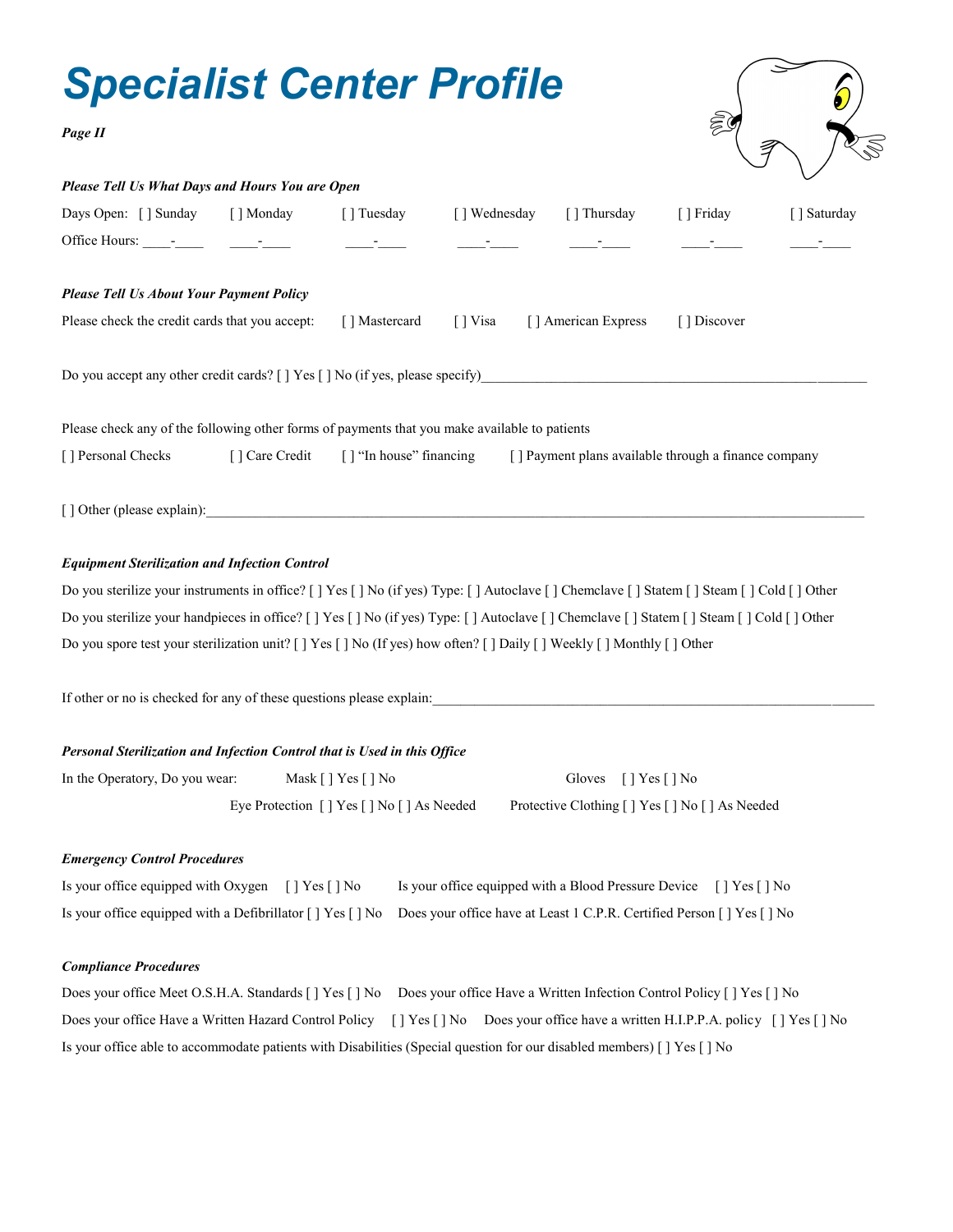# Specialist Center Profile

***Page II***

***Please Tell Us What Days and Hours You are Open***

Days Open: [ ] Sunday [ ] Monday [ ] Tuesday [ ] Wednesday [ ] Thursday [ ] Friday [ ] Saturday

Office Hours: ____-____ ____-____ ____-____ ____-____ ____-____ ____-____ ____-____

***Please Tell Us About Your Payment Policy***

Please check the credit cards that you accept: [ ] Mastercard [ ] Visa [ ] American Express [ ] Discover

Do you accept any other credit cards? [ ] Yes [ ] No (if yes, please specify)________________________________________________________

Please check any of the following other forms of payments that you make available to patients

[ ] Personal Checks [ ] Care Credit [ ] "In house" financing [ ] Payment plans available through a finance company

[ ] Other (please explain):__________________________________________________________________________________________

***Equipment Sterilization and Infection Control***

Do you sterilize your instruments in office? [ ] Yes [ ] No (if yes) Type: [ ] Autoclave [ ] Chemclave [ ] Statem [ ] Steam [ ] Cold [ ] Other

Do you sterilize your handpieces in office? [ ] Yes [ ] No (if yes) Type: [ ] Autoclave [ ] Chemclave [ ] Statem [ ] Steam [ ] Cold [ ] Other

Do you spore test your sterilization unit? [ ] Yes [ ] No (If yes) how often? [ ] Daily [ ] Weekly [ ] Monthly [ ] Other

If other or no is checked for any of these questions please explain:______________________________________________________________

***Personal Sterilization and Infection Control that is Used in this Office***

In the Operatory, Do you wear: Mask [ ] Yes [ ] No Gloves [ ] Yes [ ] No

Eye Protection [ ] Yes [ ] No [ ] As Needed Protective Clothing [ ] Yes [ ] No [ ] As Needed

***Emergency Control Procedures***

Is your office equipped with Oxygen [ ] Yes [ ] No Is your office equipped with a Blood Pressure Device [ ] Yes [ ] No

Is your office equipped with a Defibrillator [ ] Yes [ ] No Does your office have at Least 1 C.P.R. Certified Person [ ] Yes [ ] No

***Compliance Procedures***

Does your office Meet O.S.H.A. Standards [ ] Yes [ ] No Does your office Have a Written Infection Control Policy [ ] Yes [ ] No

Does your office Have a Written Hazard Control Policy [ ] Yes [ ] No Does your office have a written H.I.P.P.A. policy [ ] Yes [ ] No

Is your office able to accommodate patients with Disabilities (Special question for our disabled members) [ ] Yes [ ] No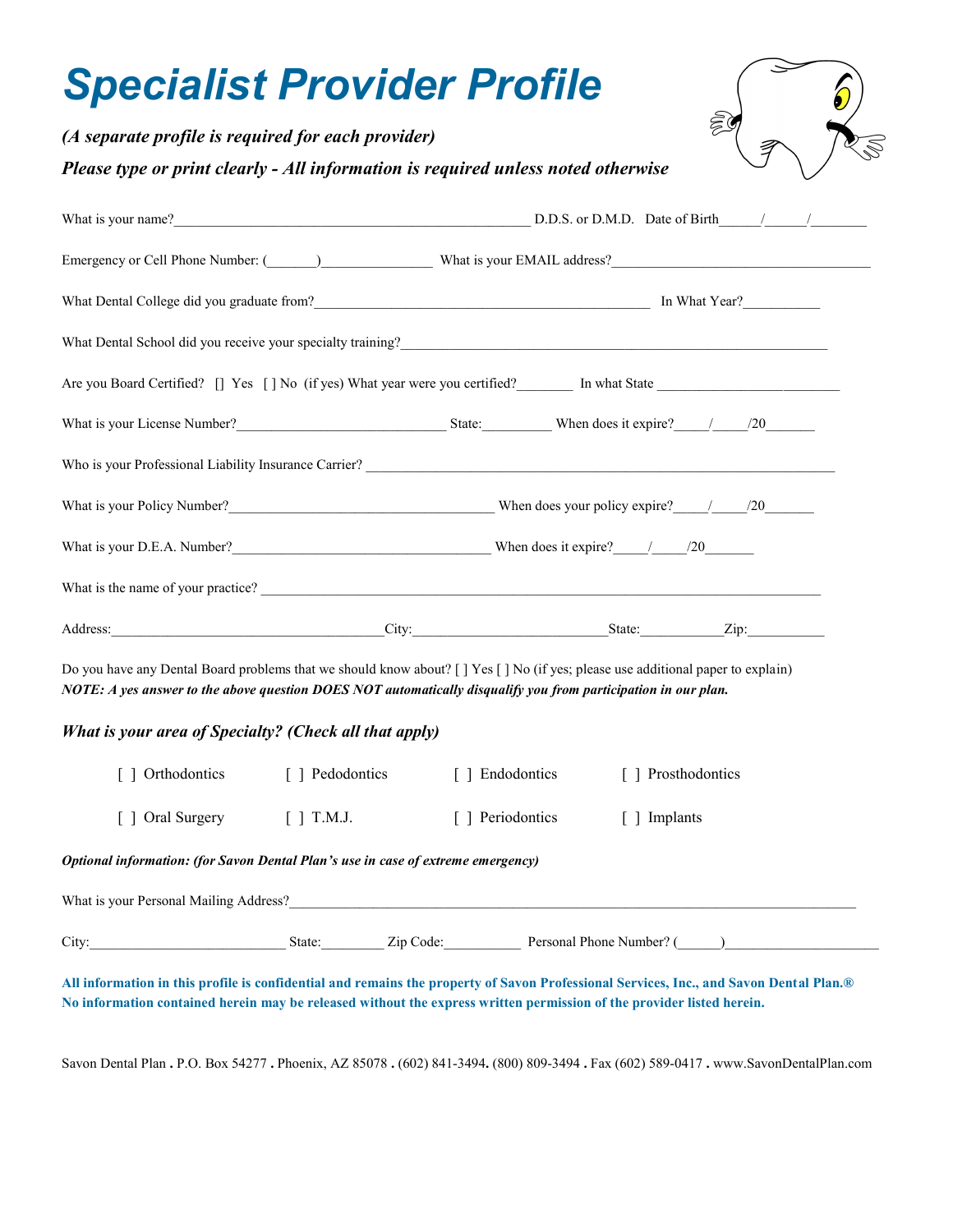# *Specialist Provider Profile*

***(A separate profile is required for each provider)***

***Please type or print clearly - All information is required unless noted otherwise***

What is your name?__________________________________________________ D.D.S. or D.M.D. Date of Birth______/______/________

Emergency or Cell Phone Number: (_______)_______________ What is your EMAIL address?____________________________________

What Dental College did you graduate from?________________________________________________ In What Year?___________

What Dental School did you receive your specialty training?_____________________________________________________________

Are you Board Certified? [] Yes [ ] No (if yes) What year were you certified?________ In what State __________________________

What is your License Number?______________________________ State:__________ When does it expire?_____/_____/20_______

Who is your Professional Liability Insurance Carrier? __________________________________________________________________

What is your Policy Number?______________________________________ When does your policy expire?_____/_____/20_______

What is your D.E.A. Number?_____________________________________ When does it expire?_____/_____/20_______

What is the name of your practice? ________________________________________________________________________________

Address:______________________________________City:___________________________State:___________Zip:___________

Do you have any Dental Board problems that we should know about? [ ] Yes [ ] No (if yes; please use additional paper to explain)
***NOTE: A yes answer to the above question DOES NOT automatically disqualify you from participation in our plan.***

***What is your area of Specialty? (Check all that apply)***

[ ] Orthodontics [ ] Pedodontics [ ] Endodontics [ ] Prosthodontics

[ ] Oral Surgery [ ] T.M.J. [ ] Periodontics [ ] Implants

***Optional information: (for Savon Dental Plan's use in case of extreme emergency)***

What is your Personal Mailing Address?_____________________________________________________________________________

City:___________________________ State:________ Zip Code:__________ Personal Phone Number? (______)_____________________

**All information in this profile is confidential and remains the property of Savon Professional Services, Inc., and Savon Dental Plan.® No information contained herein may be released without the express written permission of the provider listed herein.**

Savon Dental Plan **.** P.O. Box 54277 **.** Phoenix, AZ 85078 **.** (602) 841-3494**.** (800) 809-3494 **.** Fax (602) 589-0417 **.** www.SavonDentalPlan.com